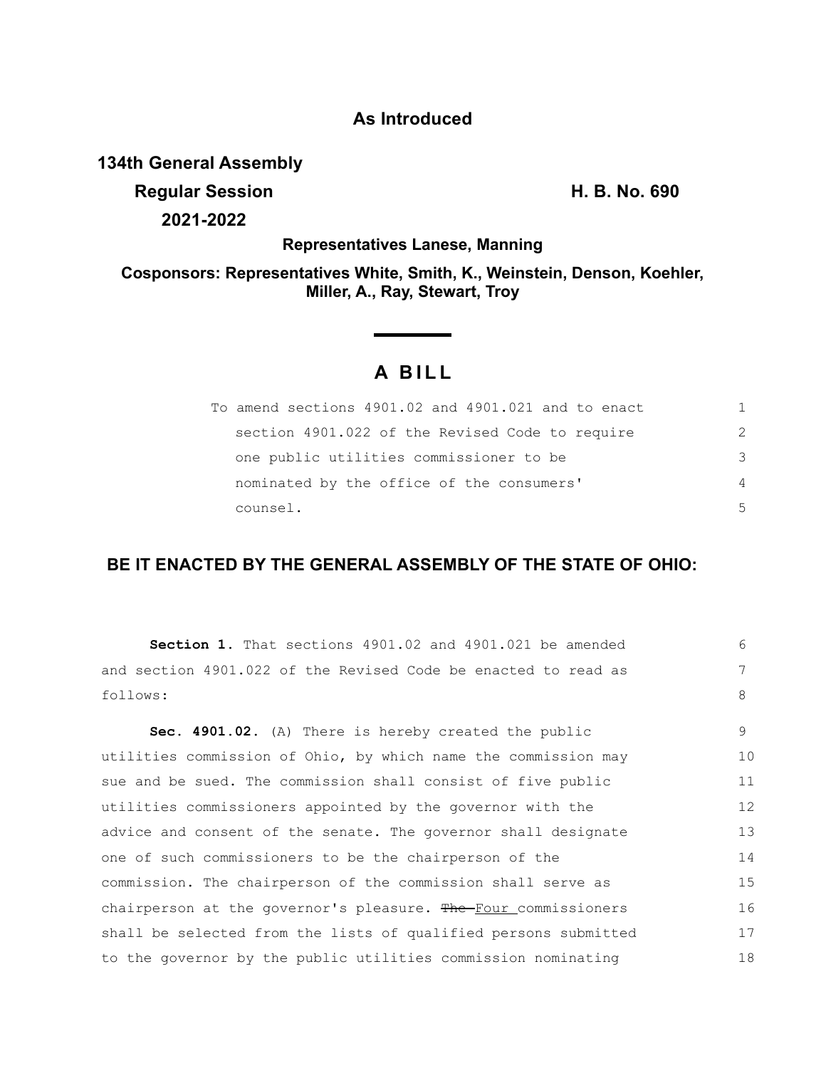**As Introduced**

**134th General Assembly**

**Regular Session** **H. B. No. 690**

**2021-2022**

**Representatives Lanese, Manning**

**Cosponsors: Representatives White, Smith, K., Weinstein, Denson, Koehler, Miller, A., Ray, Stewart, Troy**

# A BILL

To amend sections 4901.02 and 4901.021 and to enact section 4901.022 of the Revised Code to require one public utilities commissioner to be nominated by the office of the consumers' counsel.

## BE IT ENACTED BY THE GENERAL ASSEMBLY OF THE STATE OF OHIO:

**Section 1.** That sections 4901.02 and 4901.021 be amended and section 4901.022 of the Revised Code be enacted to read as follows:

**Sec. 4901.02.** (A) There is hereby created the public utilities commission of Ohio, by which name the commission may sue and be sued. The commission shall consist of five public utilities commissioners appointed by the governor with the advice and consent of the senate. The governor shall designate one of such commissioners to be the chairperson of the commission. The chairperson of the commission shall serve as chairperson at the governor's pleasure. ~~The~~ Four commissioners shall be selected from the lists of qualified persons submitted to the governor by the public utilities commission nominating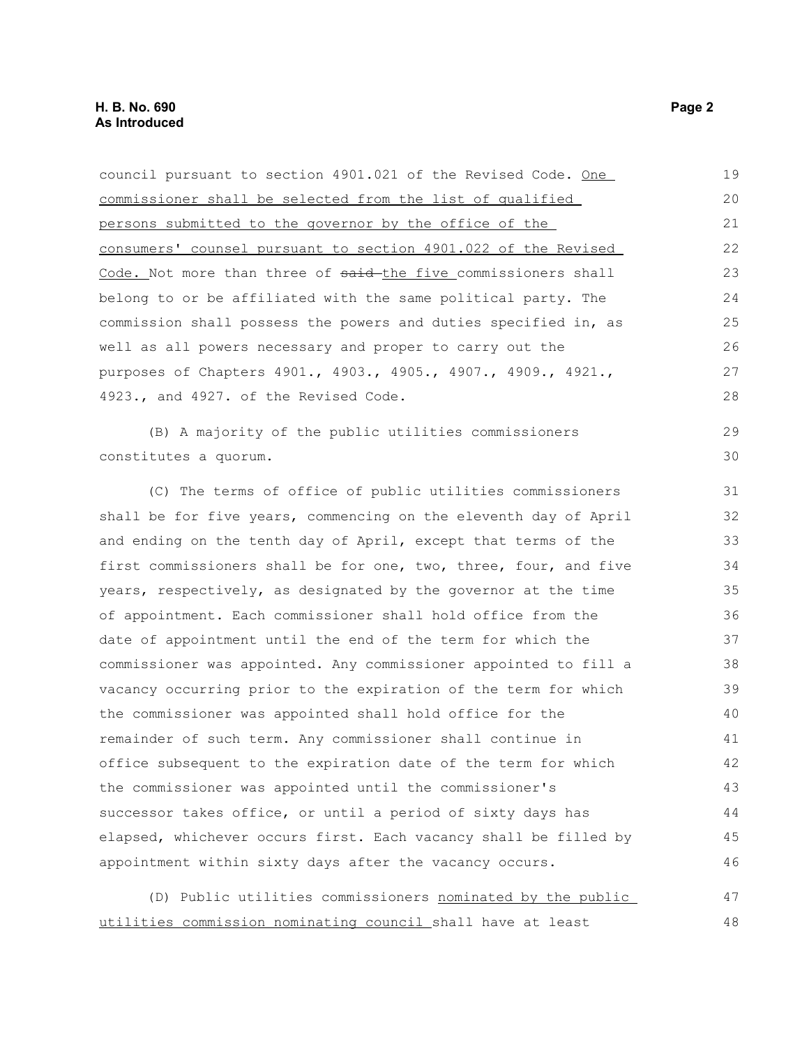council pursuant to section 4901.021 of the Revised Code. One commissioner shall be selected from the list of qualified persons submitted to the governor by the office of the consumers' counsel pursuant to section 4901.022 of the Revised Code. Not more than three of ~~said~~ the five commissioners shall belong to or be affiliated with the same political party. The commission shall possess the powers and duties specified in, as well as all powers necessary and proper to carry out the purposes of Chapters 4901., 4903., 4905., 4907., 4909., 4921., 4923., and 4927. of the Revised Code.

(B) A majority of the public utilities commissioners constitutes a quorum.

(C) The terms of office of public utilities commissioners shall be for five years, commencing on the eleventh day of April and ending on the tenth day of April, except that terms of the first commissioners shall be for one, two, three, four, and five years, respectively, as designated by the governor at the time of appointment. Each commissioner shall hold office from the date of appointment until the end of the term for which the commissioner was appointed. Any commissioner appointed to fill a vacancy occurring prior to the expiration of the term for which the commissioner was appointed shall hold office for the remainder of such term. Any commissioner shall continue in office subsequent to the expiration date of the term for which the commissioner was appointed until the commissioner's successor takes office, or until a period of sixty days has elapsed, whichever occurs first. Each vacancy shall be filled by appointment within sixty days after the vacancy occurs.

(D) Public utilities commissioners nominated by the public utilities commission nominating council shall have at least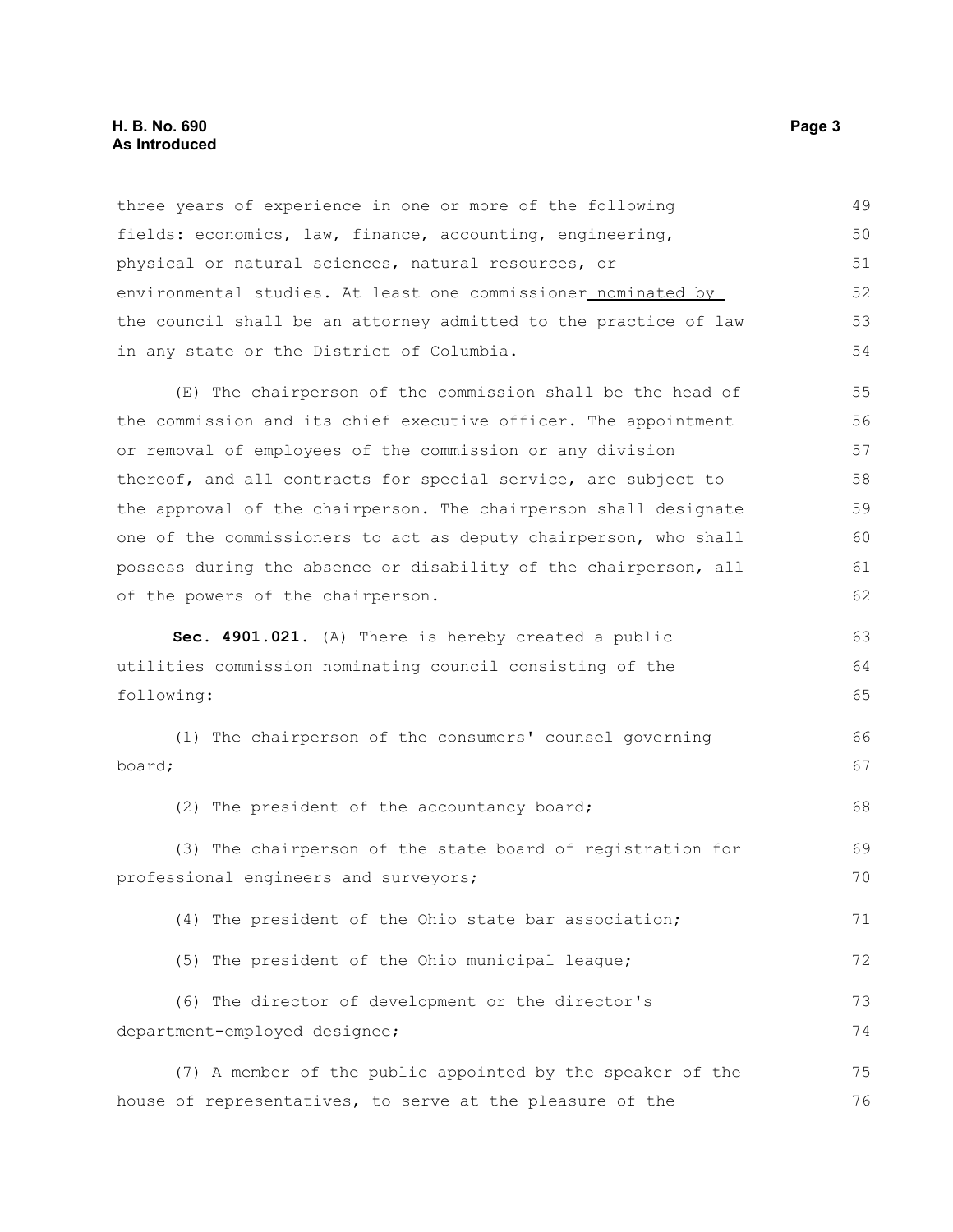three years of experience in one or more of the following fields: economics, law, finance, accounting, engineering, physical or natural sciences, natural resources, or environmental studies. At least one commissioner <u>nominated by the council</u> shall be an attorney admitted to the practice of law in any state or the District of Columbia.

(E) The chairperson of the commission shall be the head of the commission and its chief executive officer. The appointment or removal of employees of the commission or any division thereof, and all contracts for special service, are subject to the approval of the chairperson. The chairperson shall designate one of the commissioners to act as deputy chairperson, who shall possess during the absence or disability of the chairperson, all of the powers of the chairperson.

**Sec. 4901.021.** (A) There is hereby created a public utilities commission nominating council consisting of the following:

(1) The chairperson of the consumers' counsel governing board;

(2) The president of the accountancy board;

(3) The chairperson of the state board of registration for professional engineers and surveyors;

(4) The president of the Ohio state bar association;

(5) The president of the Ohio municipal league;

(6) The director of development or the director's department-employed designee;

(7) A member of the public appointed by the speaker of the house of representatives, to serve at the pleasure of the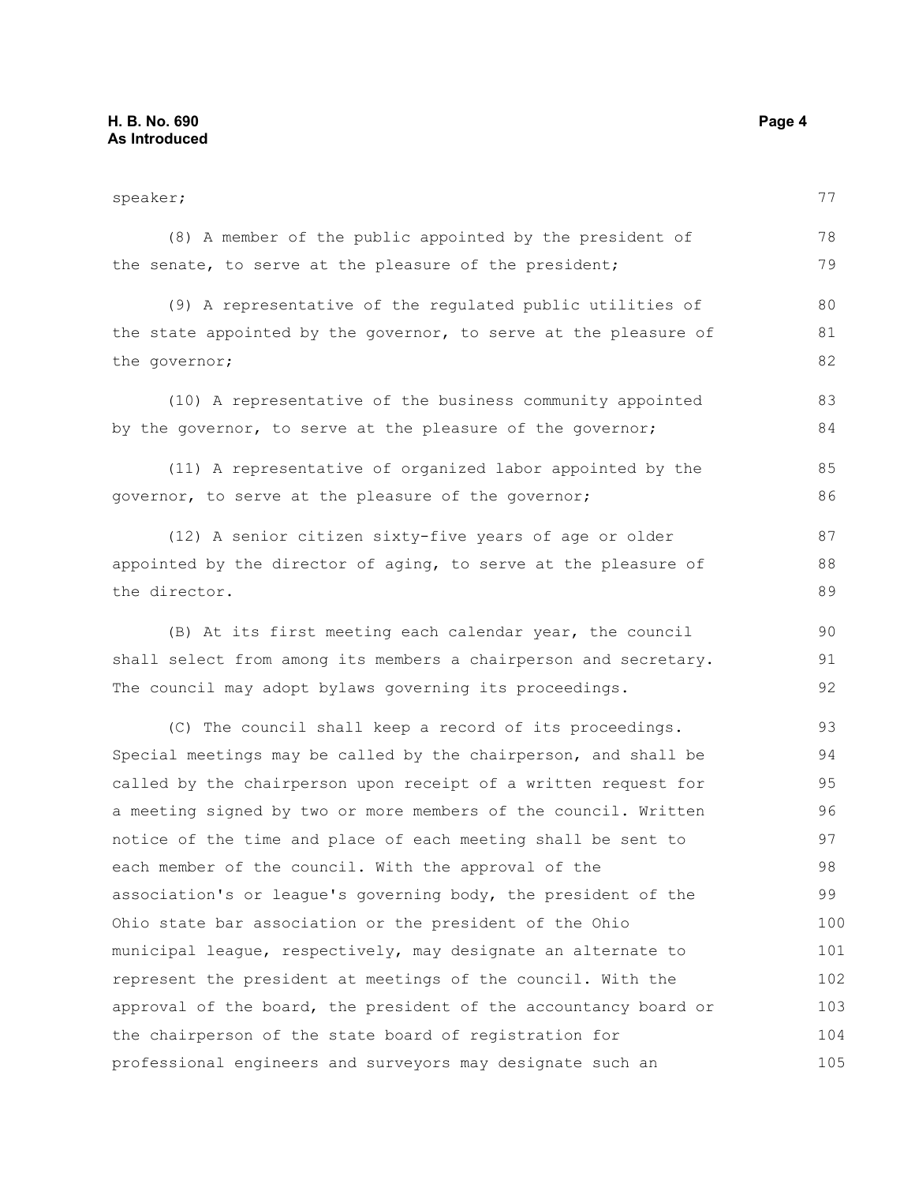speaker;

(8) A member of the public appointed by the president of the senate, to serve at the pleasure of the president;

(9) A representative of the regulated public utilities of the state appointed by the governor, to serve at the pleasure of the governor;

(10) A representative of the business community appointed by the governor, to serve at the pleasure of the governor;

(11) A representative of organized labor appointed by the governor, to serve at the pleasure of the governor;

(12) A senior citizen sixty-five years of age or older appointed by the director of aging, to serve at the pleasure of the director.

(B) At its first meeting each calendar year, the council shall select from among its members a chairperson and secretary. The council may adopt bylaws governing its proceedings.

(C) The council shall keep a record of its proceedings. Special meetings may be called by the chairperson, and shall be called by the chairperson upon receipt of a written request for a meeting signed by two or more members of the council. Written notice of the time and place of each meeting shall be sent to each member of the council. With the approval of the association's or league's governing body, the president of the Ohio state bar association or the president of the Ohio municipal league, respectively, may designate an alternate to represent the president at meetings of the council. With the approval of the board, the president of the accountancy board or the chairperson of the state board of registration for professional engineers and surveyors may designate such an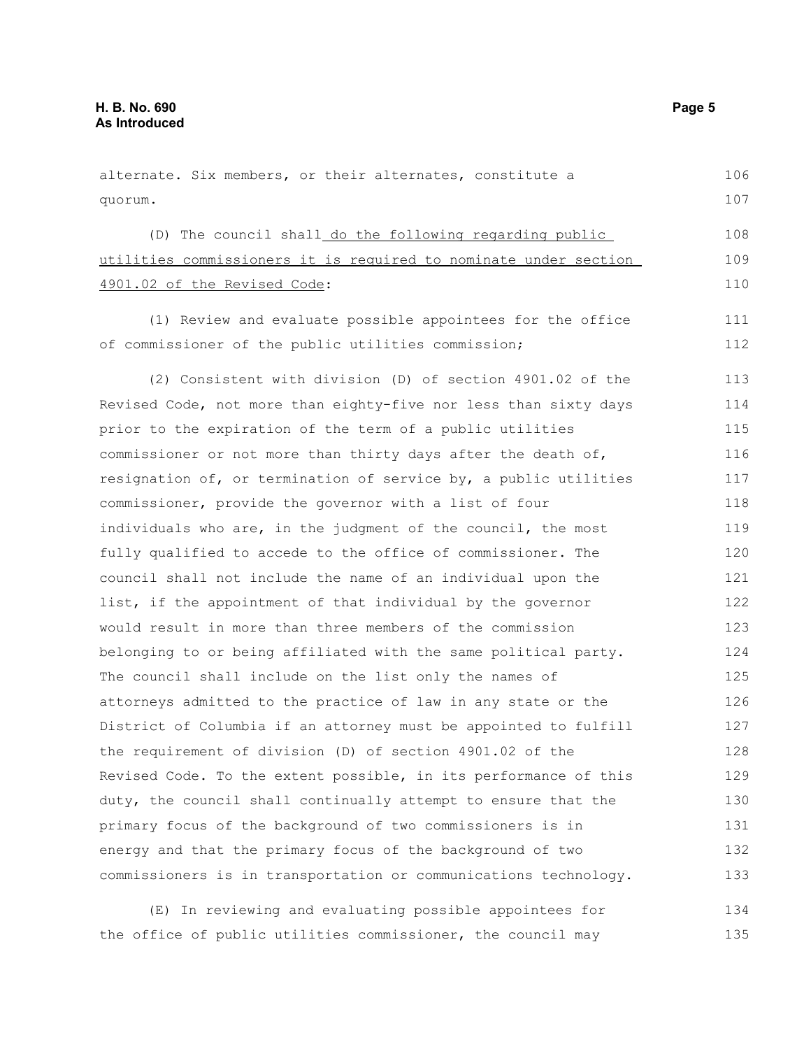alternate. Six members, or their alternates, constitute a quorum.

(D) The council shall do the following regarding public utilities commissioners it is required to nominate under section 4901.02 of the Revised Code:

(1) Review and evaluate possible appointees for the office of commissioner of the public utilities commission;

(2) Consistent with division (D) of section 4901.02 of the Revised Code, not more than eighty-five nor less than sixty days prior to the expiration of the term of a public utilities commissioner or not more than thirty days after the death of, resignation of, or termination of service by, a public utilities commissioner, provide the governor with a list of four individuals who are, in the judgment of the council, the most fully qualified to accede to the office of commissioner. The council shall not include the name of an individual upon the list, if the appointment of that individual by the governor would result in more than three members of the commission belonging to or being affiliated with the same political party. The council shall include on the list only the names of attorneys admitted to the practice of law in any state or the District of Columbia if an attorney must be appointed to fulfill the requirement of division (D) of section 4901.02 of the Revised Code. To the extent possible, in its performance of this duty, the council shall continually attempt to ensure that the primary focus of the background of two commissioners is in energy and that the primary focus of the background of two commissioners is in transportation or communications technology.

(E) In reviewing and evaluating possible appointees for the office of public utilities commissioner, the council may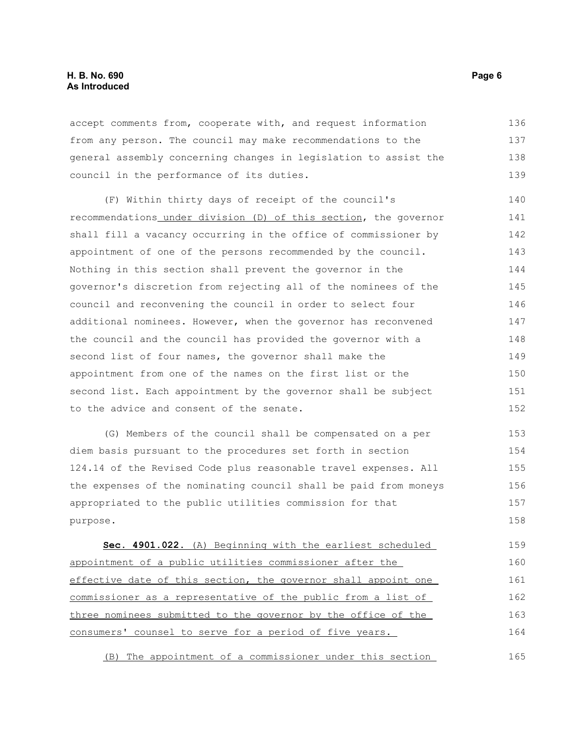accept comments from, cooperate with, and request information from any person. The council may make recommendations to the general assembly concerning changes in legislation to assist the council in the performance of its duties.

(F) Within thirty days of receipt of the council's recommendations under division (D) of this section, the governor shall fill a vacancy occurring in the office of commissioner by appointment of one of the persons recommended by the council. Nothing in this section shall prevent the governor in the governor's discretion from rejecting all of the nominees of the council and reconvening the council in order to select four additional nominees. However, when the governor has reconvened the council and the council has provided the governor with a second list of four names, the governor shall make the appointment from one of the names on the first list or the second list. Each appointment by the governor shall be subject to the advice and consent of the senate.

(G) Members of the council shall be compensated on a per diem basis pursuant to the procedures set forth in section 124.14 of the Revised Code plus reasonable travel expenses. All the expenses of the nominating council shall be paid from moneys appropriated to the public utilities commission for that purpose.

**Sec. 4901.022.** (A) Beginning with the earliest scheduled appointment of a public utilities commissioner after the effective date of this section, the governor shall appoint one commissioner as a representative of the public from a list of three nominees submitted to the governor by the office of the consumers' counsel to serve for a period of five years.

(B) The appointment of a commissioner under this section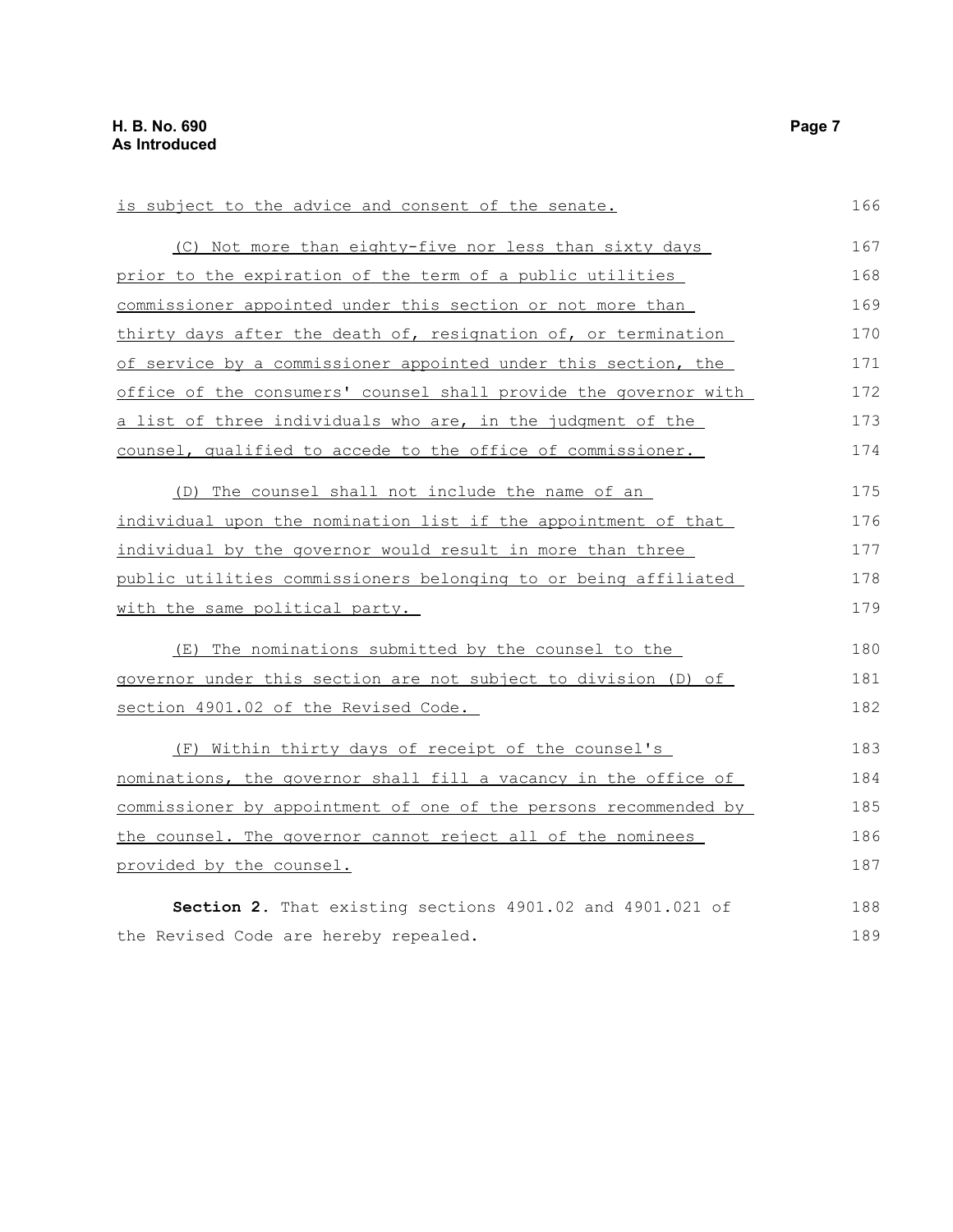is subject to the advice and consent of the senate.

(C) Not more than eighty-five nor less than sixty days prior to the expiration of the term of a public utilities commissioner appointed under this section or not more than thirty days after the death of, resignation of, or termination of service by a commissioner appointed under this section, the office of the consumers' counsel shall provide the governor with a list of three individuals who are, in the judgment of the counsel, qualified to accede to the office of commissioner.

(D) The counsel shall not include the name of an individual upon the nomination list if the appointment of that individual by the governor would result in more than three public utilities commissioners belonging to or being affiliated with the same political party.

(E) The nominations submitted by the counsel to the governor under this section are not subject to division (D) of section 4901.02 of the Revised Code.

(F) Within thirty days of receipt of the counsel's nominations, the governor shall fill a vacancy in the office of commissioner by appointment of one of the persons recommended by the counsel. The governor cannot reject all of the nominees provided by the counsel.

**Section 2.** That existing sections 4901.02 and 4901.021 of the Revised Code are hereby repealed.